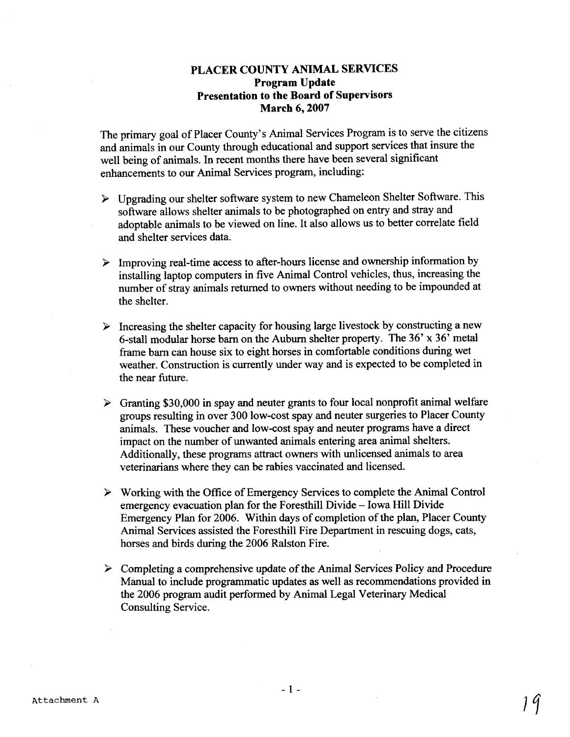**PLACER COUNTY ANIMAL SERVICES**
**Program Update**
**Presentation to the Board of Supervisors**
**March 6, 2007**

The primary goal of Placer County's Animal Services Program is to serve the citizens and animals in our County through educational and support services that insure the well being of animals. In recent months there have been several significant enhancements to our Animal Services program, including:

- Upgrading our shelter software system to new Chameleon Shelter Software. This software allows shelter animals to be photographed on entry and stray and adoptable animals to be viewed on line. It also allows us to better correlate field and shelter services data.

- Improving real-time access to after-hours license and ownership information by installing laptop computers in five Animal Control vehicles, thus, increasing the number of stray animals returned to owners without needing to be impounded at the shelter.

- Increasing the shelter capacity for housing large livestock by constructing a new 6-stall modular horse barn on the Auburn shelter property. The 36' x 36' metal frame barn can house six to eight horses in comfortable conditions during wet weather. Construction is currently under way and is expected to be completed in the near future.

- Granting $30,000 in spay and neuter grants to four local nonprofit animal welfare groups resulting in over 300 low-cost spay and neuter surgeries to Placer County animals. These voucher and low-cost spay and neuter programs have a direct impact on the number of unwanted animals entering area animal shelters. Additionally, these programs attract owners with unlicensed animals to area veterinarians where they can be rabies vaccinated and licensed.

- Working with the Office of Emergency Services to complete the Animal Control emergency evacuation plan for the Foresthill Divide – Iowa Hill Divide Emergency Plan for 2006. Within days of completion of the plan, Placer County Animal Services assisted the Foresthill Fire Department in rescuing dogs, cats, horses and birds during the 2006 Ralston Fire.

- Completing a comprehensive update of the Animal Services Policy and Procedure Manual to include programmatic updates as well as recommendations provided in the 2006 program audit performed by Animal Legal Veterinary Medical Consulting Service.

Attachment A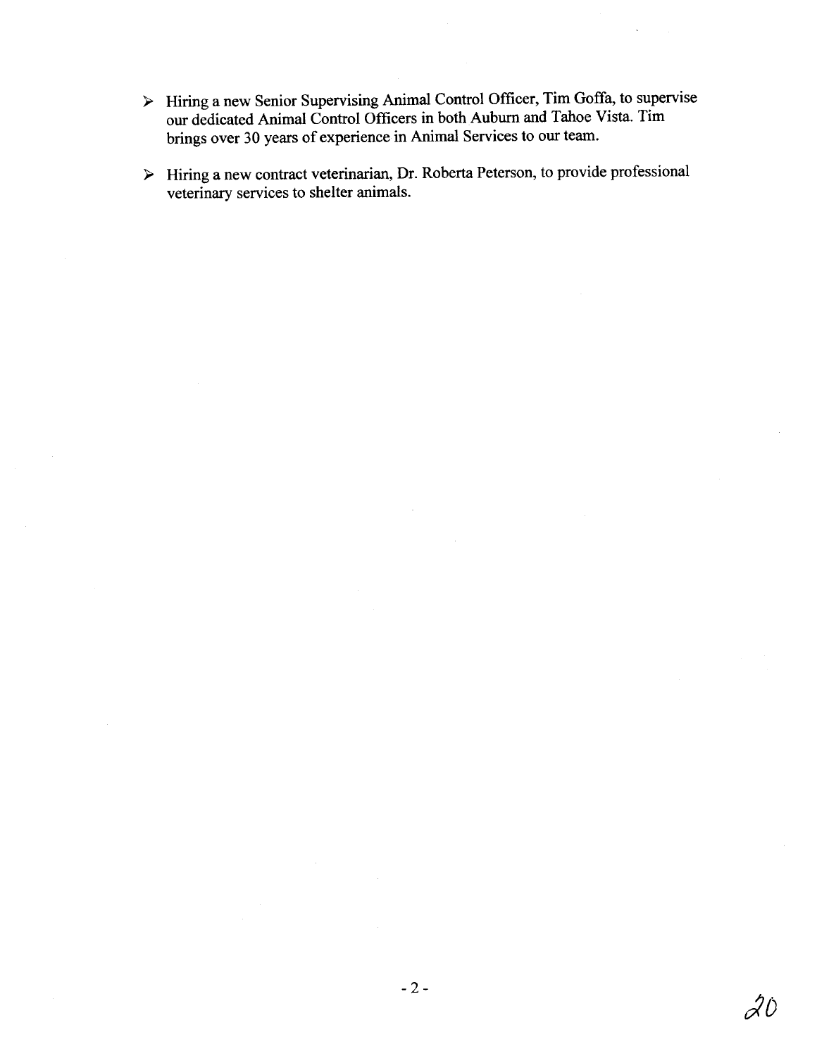- Hiring a new Senior Supervising Animal Control Officer, Tim Goffa, to supervise our dedicated Animal Control Officers in both Auburn and Tahoe Vista. Tim brings over 30 years of experience in Animal Services to our team.

- Hiring a new contract veterinarian, Dr. Roberta Peterson, to provide professional veterinary services to shelter animals.